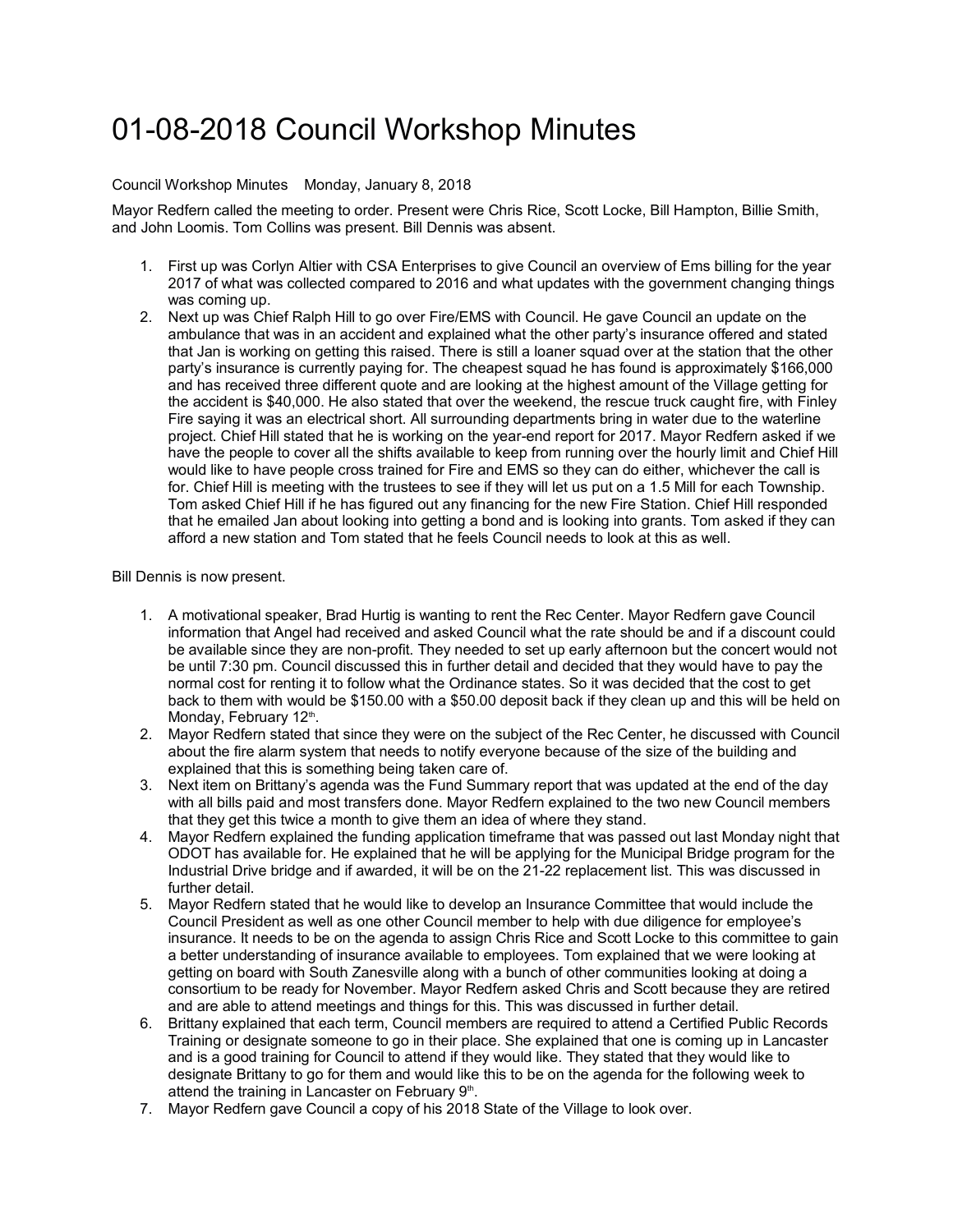# 01-08-2018 Council Workshop Minutes

Council Workshop Minutes    Monday, January 8, 2018

Mayor Redfern called the meeting to order. Present were Chris Rice, Scott Locke, Bill Hampton, Billie Smith, and John Loomis. Tom Collins was present. Bill Dennis was absent.

1. First up was Corlyn Altier with CSA Enterprises to give Council an overview of Ems billing for the year 2017 of what was collected compared to 2016 and what updates with the government changing things was coming up.
2. Next up was Chief Ralph Hill to go over Fire/EMS with Council. He gave Council an update on the ambulance that was in an accident and explained what the other party's insurance offered and stated that Jan is working on getting this raised. There is still a loaner squad over at the station that the other party's insurance is currently paying for. The cheapest squad he has found is approximately $166,000 and has received three different quote and are looking at the highest amount of the Village getting for the accident is $40,000. He also stated that over the weekend, the rescue truck caught fire, with Finley Fire saying it was an electrical short. All surrounding departments bring in water due to the waterline project. Chief Hill stated that he is working on the year-end report for 2017. Mayor Redfern asked if we have the people to cover all the shifts available to keep from running over the hourly limit and Chief Hill would like to have people cross trained for Fire and EMS so they can do either, whichever the call is for. Chief Hill is meeting with the trustees to see if they will let us put on a 1.5 Mill for each Township. Tom asked Chief Hill if he has figured out any financing for the new Fire Station. Chief Hill responded that he emailed Jan about looking into getting a bond and is looking into grants. Tom asked if they can afford a new station and Tom stated that he feels Council needs to look at this as well.

Bill Dennis is now present.

1. A motivational speaker, Brad Hurtig is wanting to rent the Rec Center. Mayor Redfern gave Council information that Angel had received and asked Council what the rate should be and if a discount could be available since they are non-profit. They needed to set up early afternoon but the concert would not be until 7:30 pm. Council discussed this in further detail and decided that they would have to pay the normal cost for renting it to follow what the Ordinance states. So it was decided that the cost to get back to them with would be $150.00 with a $50.00 deposit back if they clean up and this will be held on Monday, February 12th.
2. Mayor Redfern stated that since they were on the subject of the Rec Center, he discussed with Council about the fire alarm system that needs to notify everyone because of the size of the building and explained that this is something being taken care of.
3. Next item on Brittany's agenda was the Fund Summary report that was updated at the end of the day with all bills paid and most transfers done. Mayor Redfern explained to the two new Council members that they get this twice a month to give them an idea of where they stand.
4. Mayor Redfern explained the funding application timeframe that was passed out last Monday night that ODOT has available for. He explained that he will be applying for the Municipal Bridge program for the Industrial Drive bridge and if awarded, it will be on the 21-22 replacement list. This was discussed in further detail.
5. Mayor Redfern stated that he would like to develop an Insurance Committee that would include the Council President as well as one other Council member to help with due diligence for employee's insurance. It needs to be on the agenda to assign Chris Rice and Scott Locke to this committee to gain a better understanding of insurance available to employees. Tom explained that we were looking at getting on board with South Zanesville along with a bunch of other communities looking at doing a consortium to be ready for November. Mayor Redfern asked Chris and Scott because they are retired and are able to attend meetings and things for this. This was discussed in further detail.
6. Brittany explained that each term, Council members are required to attend a Certified Public Records Training or designate someone to go in their place. She explained that one is coming up in Lancaster and is a good training for Council to attend if they would like. They stated that they would like to designate Brittany to go for them and would like this to be on the agenda for the following week to attend the training in Lancaster on February 9th.
7. Mayor Redfern gave Council a copy of his 2018 State of the Village to look over.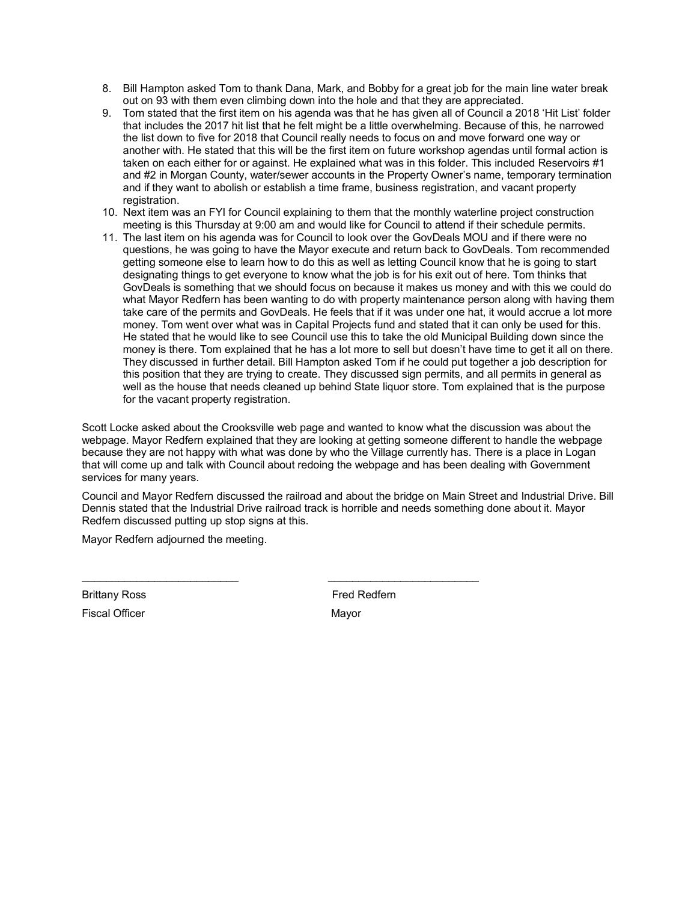8. Bill Hampton asked Tom to thank Dana, Mark, and Bobby for a great job for the main line water break out on 93 with them even climbing down into the hole and that they are appreciated.
9. Tom stated that the first item on his agenda was that he has given all of Council a 2018 'Hit List' folder that includes the 2017 hit list that he felt might be a little overwhelming. Because of this, he narrowed the list down to five for 2018 that Council really needs to focus on and move forward one way or another with. He stated that this will be the first item on future workshop agendas until formal action is taken on each either for or against. He explained what was in this folder. This included Reservoirs #1 and #2 in Morgan County, water/sewer accounts in the Property Owner's name, temporary termination and if they want to abolish or establish a time frame, business registration, and vacant property registration.
10. Next item was an FYI for Council explaining to them that the monthly waterline project construction meeting is this Thursday at 9:00 am and would like for Council to attend if their schedule permits.
11. The last item on his agenda was for Council to look over the GovDeals MOU and if there were no questions, he was going to have the Mayor execute and return back to GovDeals. Tom recommended getting someone else to learn how to do this as well as letting Council know that he is going to start designating things to get everyone to know what the job is for his exit out of here. Tom thinks that GovDeals is something that we should focus on because it makes us money and with this we could do what Mayor Redfern has been wanting to do with property maintenance person along with having them take care of the permits and GovDeals. He feels that if it was under one hat, it would accrue a lot more money. Tom went over what was in Capital Projects fund and stated that it can only be used for this. He stated that he would like to see Council use this to take the old Municipal Building down since the money is there. Tom explained that he has a lot more to sell but doesn't have time to get it all on there. They discussed in further detail. Bill Hampton asked Tom if he could put together a job description for this position that they are trying to create. They discussed sign permits, and all permits in general as well as the house that needs cleaned up behind State liquor store. Tom explained that is the purpose for the vacant property registration.

Scott Locke asked about the Crooksville web page and wanted to know what the discussion was about the webpage. Mayor Redfern explained that they are looking at getting someone different to handle the webpage because they are not happy with what was done by who the Village currently has. There is a place in Logan that will come up and talk with Council about redoing the webpage and has been dealing with Government services for many years.

Council and Mayor Redfern discussed the railroad and about the bridge on Main Street and Industrial Drive. Bill Dennis stated that the Industrial Drive railroad track is horrible and needs something done about it. Mayor Redfern discussed putting up stop signs at this.

Mayor Redfern adjourned the meeting.

\_\_\_\_\_\_\_\_\_\_\_\_\_\_\_\_\_\_\_\_\_\_\_\_\_\_ \_\_\_\_\_\_\_\_\_\_\_\_\_\_\_\_\_\_\_\_\_\_\_\_\_\_

Brittany Ross — Fiscal Officer

Fred Redfern — Mayor